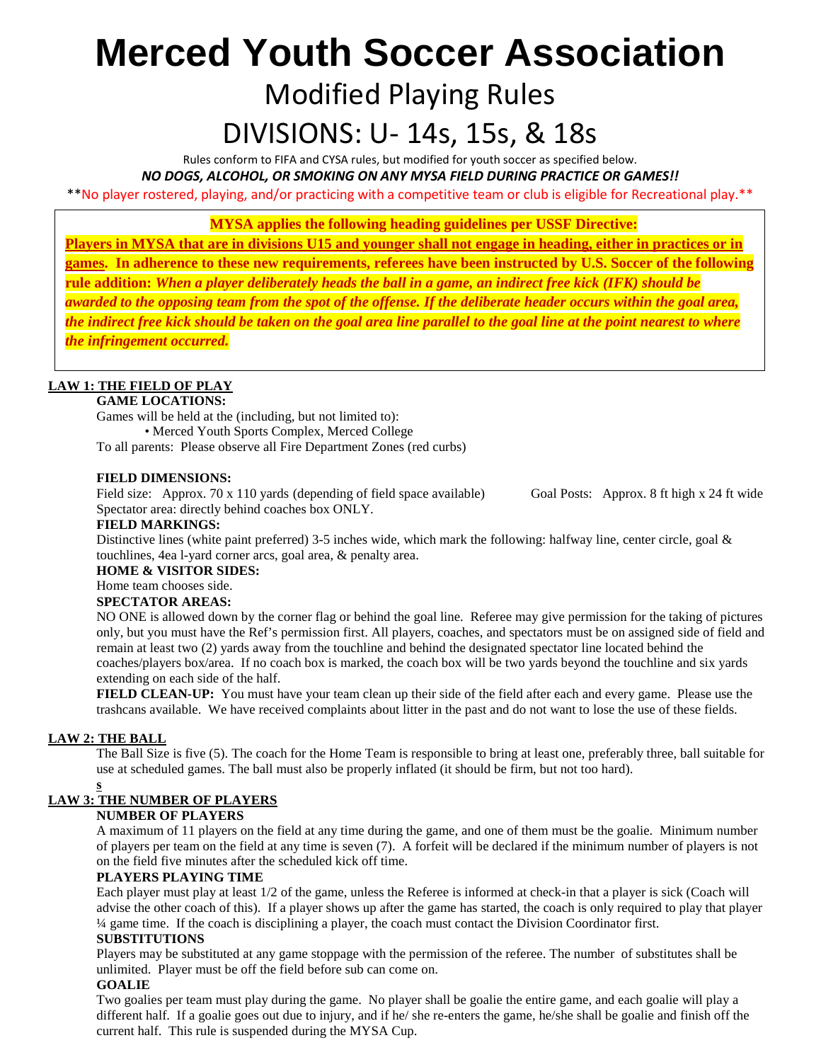# Merced Youth Soccer Association

## Modified Playing Rules

## DIVISIONS: U- 14s, 15s, & 18s

Rules conform to FIFA and CYSA rules, but modified for youth soccer as specified below.

***NO DOGS, ALCOHOL, OR SMOKING ON ANY MYSA FIELD DURING PRACTICE OR GAMES!!***

**No player rostered, playing, and/or practicing with a competitive team or club is eligible for Recreational play.**

**MYSA applies the following heading guidelines per USSF Directive:**

**Players in MYSA that are in divisions U15 and younger shall not engage in heading, either in practices or in games. In adherence to these new requirements, referees have been instructed by U.S. Soccer of the following rule addition:** ***When a player deliberately heads the ball in a game, an indirect free kick (IFK) should be awarded to the opposing team from the spot of the offense. If the deliberate header occurs within the goal area, the indirect free kick should be taken on the goal area line parallel to the goal line at the point nearest to where the infringement occurred.***

### LAW 1: THE FIELD OF PLAY

**GAME LOCATIONS:**

Games will be held at the (including, but not limited to):

- Merced Youth Sports Complex, Merced College

To all parents: Please observe all Fire Department Zones (red curbs)

**FIELD DIMENSIONS:**

Field size: Approx. 70 x 110 yards (depending of field space available) Goal Posts: Approx. 8 ft high x 24 ft wide

Spectator area: directly behind coaches box ONLY.

**FIELD MARKINGS:**

Distinctive lines (white paint preferred) 3-5 inches wide, which mark the following: halfway line, center circle, goal & touchlines, 4ea l-yard corner arcs, goal area, & penalty area.

**HOME & VISITOR SIDES:**

Home team chooses side.

**SPECTATOR AREAS:**

NO ONE is allowed down by the corner flag or behind the goal line. Referee may give permission for the taking of pictures only, but you must have the Ref's permission first. All players, coaches, and spectators must be on assigned side of field and remain at least two (2) yards away from the touchline and behind the designated spectator line located behind the coaches/players box/area. If no coach box is marked, the coach box will be two yards beyond the touchline and six yards extending on each side of the half.

**FIELD CLEAN-UP:** You must have your team clean up their side of the field after each and every game. Please use the trashcans available. We have received complaints about litter in the past and do not want to lose the use of these fields.

### LAW 2: THE BALL

The Ball Size is five (5). The coach for the Home Team is responsible to bring at least one, preferably three, ball suitable for use at scheduled games. The ball must also be properly inflated (it should be firm, but not too hard).

s

### LAW 3: THE NUMBER OF PLAYERS

**NUMBER OF PLAYERS**

A maximum of 11 players on the field at any time during the game, and one of them must be the goalie. Minimum number of players per team on the field at any time is seven (7). A forfeit will be declared if the minimum number of players is not on the field five minutes after the scheduled kick off time.

**PLAYERS PLAYING TIME**

Each player must play at least 1/2 of the game, unless the Referee is informed at check-in that a player is sick (Coach will advise the other coach of this). If a player shows up after the game has started, the coach is only required to play that player ¼ game time. If the coach is disciplining a player, the coach must contact the Division Coordinator first.

**SUBSTITUTIONS**

Players may be substituted at any game stoppage with the permission of the referee. The number of substitutes shall be unlimited. Player must be off the field before sub can come on.

**GOALIE**

Two goalies per team must play during the game. No player shall be goalie the entire game, and each goalie will play a different half. If a goalie goes out due to injury, and if he/ she re-enters the game, he/she shall be goalie and finish off the current half. This rule is suspended during the MYSA Cup.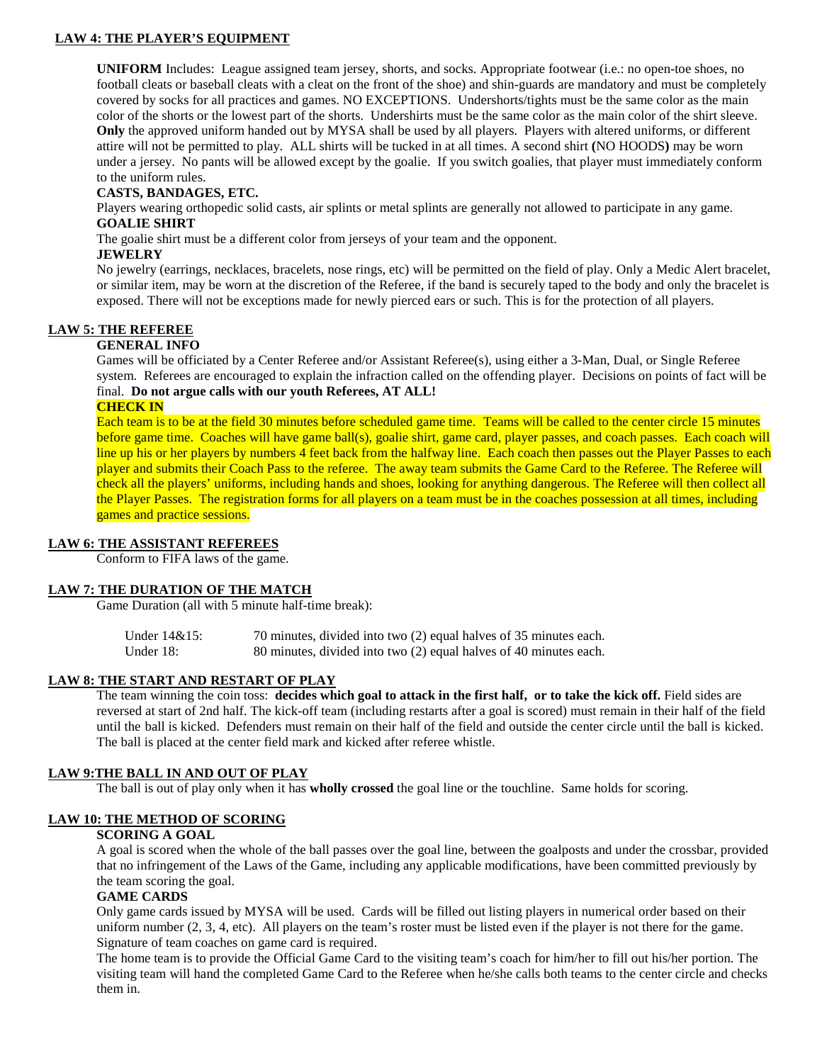## LAW 4: THE PLAYER'S EQUIPMENT

**UNIFORM** Includes: League assigned team jersey, shorts, and socks. Appropriate footwear (i.e.: no open-toe shoes, no football cleats or baseball cleats with a cleat on the front of the shoe) and shin-guards are mandatory and must be completely covered by socks for all practices and games. NO EXCEPTIONS. Undershorts/tights must be the same color as the main color of the shorts or the lowest part of the shorts. Undershirts must be the same color as the main color of the shirt sleeve. **Only** the approved uniform handed out by MYSA shall be used by all players. Players with altered uniforms, or different attire will not be permitted to play. ALL shirts will be tucked in at all times. A second shirt **(**NO HOODS**)** may be worn under a jersey. No pants will be allowed except by the goalie. If you switch goalies, that player must immediately conform to the uniform rules.

**CASTS, BANDAGES, ETC.**

Players wearing orthopedic solid casts, air splints or metal splints are generally not allowed to participate in any game.

**GOALIE SHIRT**

The goalie shirt must be a different color from jerseys of your team and the opponent.

**JEWELRY**

No jewelry (earrings, necklaces, bracelets, nose rings, etc) will be permitted on the field of play. Only a Medic Alert bracelet, or similar item, may be worn at the discretion of the Referee, if the band is securely taped to the body and only the bracelet is exposed. There will not be exceptions made for newly pierced ears or such. This is for the protection of all players.

## LAW 5: THE REFEREE

**GENERAL INFO**

Games will be officiated by a Center Referee and/or Assistant Referee(s), using either a 3-Man, Dual, or Single Referee system. Referees are encouraged to explain the infraction called on the offending player. Decisions on points of fact will be final. **Do not argue calls with our youth Referees, AT ALL!**

**CHECK IN**

Each team is to be at the field 30 minutes before scheduled game time. Teams will be called to the center circle 15 minutes before game time. Coaches will have game ball(s), goalie shirt, game card, player passes, and coach passes. Each coach will line up his or her players by numbers 4 feet back from the halfway line. Each coach then passes out the Player Passes to each player and submits their Coach Pass to the referee. The away team submits the Game Card to the Referee. The Referee will check all the players' uniforms, including hands and shoes, looking for anything dangerous. The Referee will then collect all the Player Passes. The registration forms for all players on a team must be in the coaches possession at all times, including games and practice sessions.

## LAW 6: THE ASSISTANT REFEREES

Conform to FIFA laws of the game.

## LAW 7: THE DURATION OF THE MATCH

Game Duration (all with 5 minute half-time break):

| | |
|---|---|
| Under 14&15: | 70 minutes, divided into two (2) equal halves of 35 minutes each. |
| Under 18: | 80 minutes, divided into two (2) equal halves of 40 minutes each. |

## LAW 8: THE START AND RESTART OF PLAY

The team winning the coin toss: **decides which goal to attack in the first half, or to take the kick off.** Field sides are reversed at start of 2nd half. The kick-off team (including restarts after a goal is scored) must remain in their half of the field until the ball is kicked. Defenders must remain on their half of the field and outside the center circle until the ball is kicked. The ball is placed at the center field mark and kicked after referee whistle.

## LAW 9:THE BALL IN AND OUT OF PLAY

The ball is out of play only when it has **wholly crossed** the goal line or the touchline. Same holds for scoring.

## LAW 10: THE METHOD OF SCORING

**SCORING A GOAL**

A goal is scored when the whole of the ball passes over the goal line, between the goalposts and under the crossbar, provided that no infringement of the Laws of the Game, including any applicable modifications, have been committed previously by the team scoring the goal.

**GAME CARDS**

Only game cards issued by MYSA will be used. Cards will be filled out listing players in numerical order based on their uniform number (2, 3, 4, etc). All players on the team's roster must be listed even if the player is not there for the game. Signature of team coaches on game card is required.

The home team is to provide the Official Game Card to the visiting team's coach for him/her to fill out his/her portion. The visiting team will hand the completed Game Card to the Referee when he/she calls both teams to the center circle and checks them in.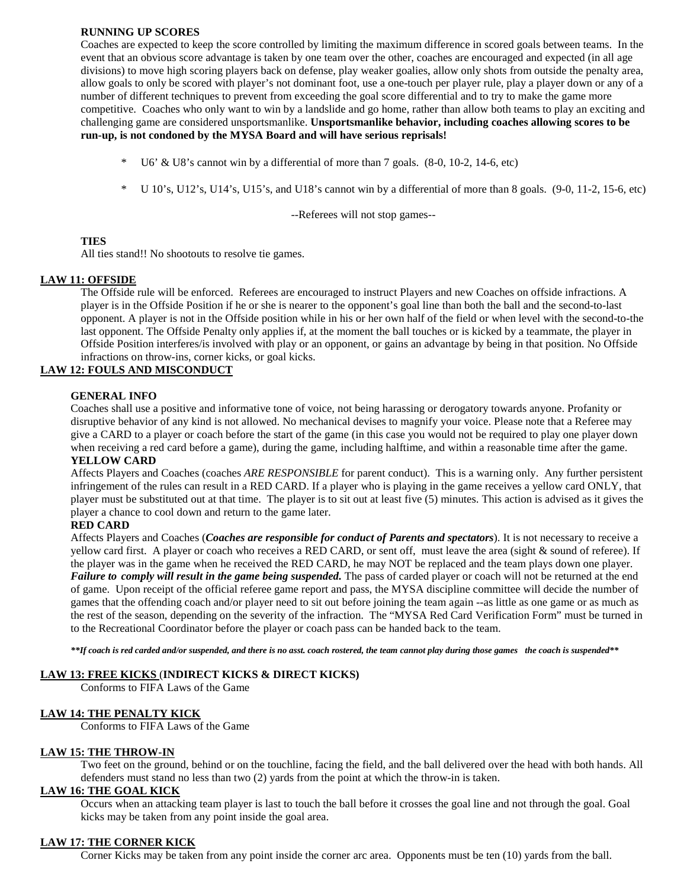**RUNNING UP SCORES**

Coaches are expected to keep the score controlled by limiting the maximum difference in scored goals between teams. In the event that an obvious score advantage is taken by one team over the other, coaches are encouraged and expected (in all age divisions) to move high scoring players back on defense, play weaker goalies, allow only shots from outside the penalty area, allow goals to only be scored with player's not dominant foot, use a one-touch per player rule, play a player down or any of a number of different techniques to prevent from exceeding the goal score differential and to try to make the game more competitive. Coaches who only want to win by a landslide and go home, rather than allow both teams to play an exciting and challenging game are considered unsportsmanlike. **Unsportsmanlike behavior, including coaches allowing scores to be run-up, is not condoned by the MYSA Board and will have serious reprisals!**

- U6' & U8's cannot win by a differential of more than 7 goals. (8-0, 10-2, 14-6, etc)
- U 10's, U12's, U14's, U15's, and U18's cannot win by a differential of more than 8 goals. (9-0, 11-2, 15-6, etc)

--Referees will not stop games--

**TIES**

All ties stand!! No shootouts to resolve tie games.

## LAW 11: OFFSIDE

The Offside rule will be enforced. Referees are encouraged to instruct Players and new Coaches on offside infractions. A player is in the Offside Position if he or she is nearer to the opponent's goal line than both the ball and the second-to-last opponent. A player is not in the Offside position while in his or her own half of the field or when level with the second-to-the last opponent. The Offside Penalty only applies if, at the moment the ball touches or is kicked by a teammate, the player in Offside Position interferes/is involved with play or an opponent, or gains an advantage by being in that position. No Offside infractions on throw-ins, corner kicks, or goal kicks.

## LAW 12: FOULS AND MISCONDUCT

**GENERAL INFO**

Coaches shall use a positive and informative tone of voice, not being harassing or derogatory towards anyone. Profanity or disruptive behavior of any kind is not allowed. No mechanical devises to magnify your voice. Please note that a Referee may give a CARD to a player or coach before the start of the game (in this case you would not be required to play one player down when receiving a red card before a game), during the game, including halftime, and within a reasonable time after the game.

**YELLOW CARD**

Affects Players and Coaches (coaches *ARE RESPONSIBLE* for parent conduct). This is a warning only. Any further persistent infringement of the rules can result in a RED CARD. If a player who is playing in the game receives a yellow card ONLY, that player must be substituted out at that time. The player is to sit out at least five (5) minutes. This action is advised as it gives the player a chance to cool down and return to the game later.

**RED CARD**

Affects Players and Coaches (***Coaches are responsible for conduct of Parents and spectators***). It is not necessary to receive a yellow card first. A player or coach who receives a RED CARD, or sent off, must leave the area (sight & sound of referee). If the player was in the game when he received the RED CARD, he may NOT be replaced and the team plays down one player. ***Failure to comply will result in the game being suspended.*** The pass of carded player or coach will not be returned at the end of game. Upon receipt of the official referee game report and pass, the MYSA discipline committee will decide the number of games that the offending coach and/or player need to sit out before joining the team again --as little as one game or as much as the rest of the season, depending on the severity of the infraction. The "MYSA Red Card Verification Form" must be turned in to the Recreational Coordinator before the player or coach pass can be handed back to the team.

***\*\*If coach is red carded and/or suspended, and there is no asst. coach rostered, the team cannot play during those games the coach is suspended\*\****

## LAW 13: FREE KICKS (INDIRECT KICKS & DIRECT KICKS)

Conforms to FIFA Laws of the Game

## LAW 14: THE PENALTY KICK

Conforms to FIFA Laws of the Game

## LAW 15: THE THROW-IN

Two feet on the ground, behind or on the touchline, facing the field, and the ball delivered over the head with both hands. All defenders must stand no less than two (2) yards from the point at which the throw-in is taken.

## LAW 16: THE GOAL KICK

Occurs when an attacking team player is last to touch the ball before it crosses the goal line and not through the goal. Goal kicks may be taken from any point inside the goal area.

## LAW 17: THE CORNER KICK

Corner Kicks may be taken from any point inside the corner arc area. Opponents must be ten (10) yards from the ball.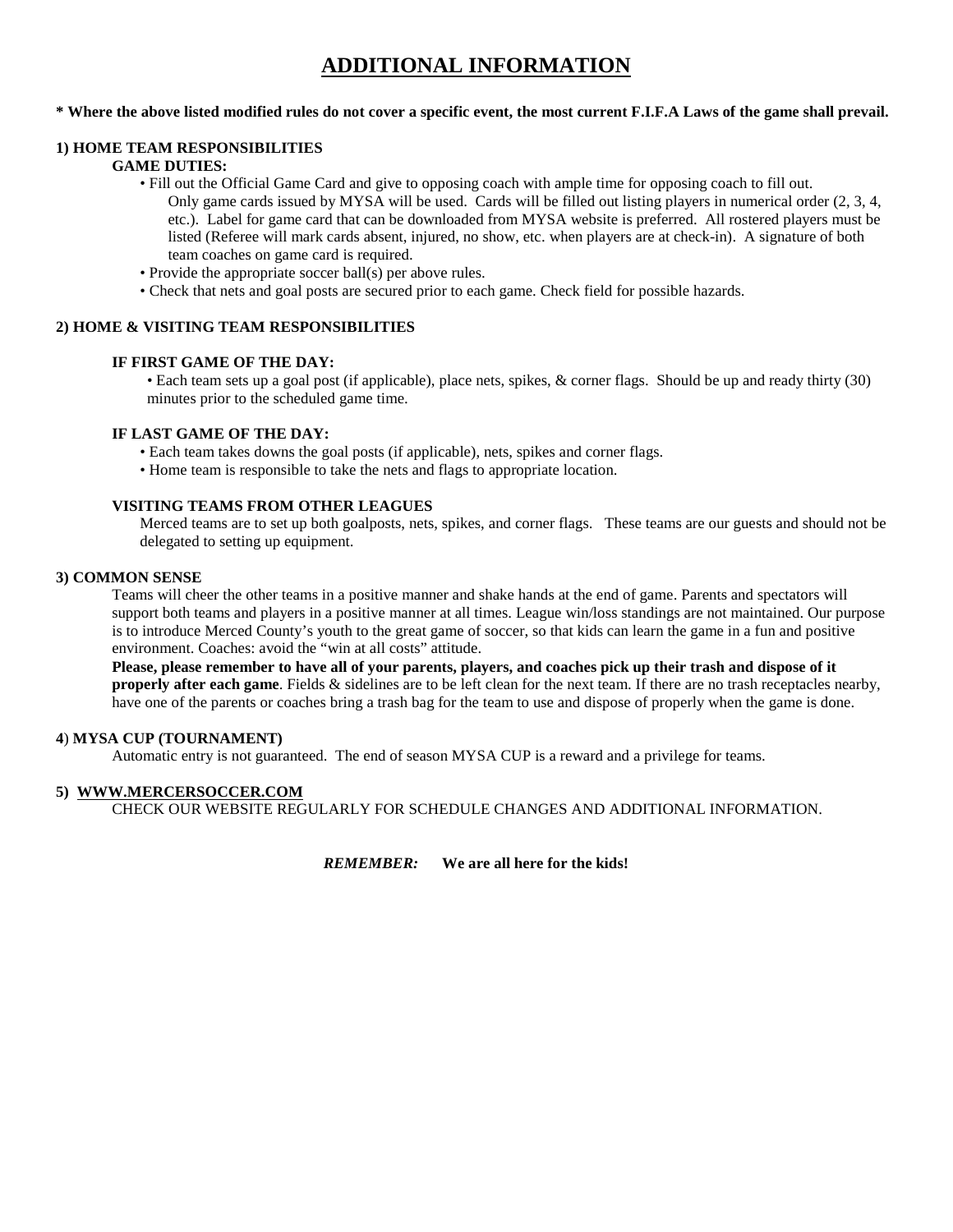# ADDITIONAL INFORMATION

**\* Where the above listed modified rules do not cover a specific event, the most current F.I.F.A Laws of the game shall prevail.**

### 1) HOME TEAM RESPONSIBILITIES

**GAME DUTIES:**

- Fill out the Official Game Card and give to opposing coach with ample time for opposing coach to fill out. Only game cards issued by MYSA will be used. Cards will be filled out listing players in numerical order (2, 3, 4, etc.). Label for game card that can be downloaded from MYSA website is preferred. All rostered players must be listed (Referee will mark cards absent, injured, no show, etc. when players are at check-in). A signature of both team coaches on game card is required.
- Provide the appropriate soccer ball(s) per above rules.
- Check that nets and goal posts are secured prior to each game. Check field for possible hazards.

### 2) HOME & VISITING TEAM RESPONSIBILITIES

**IF FIRST GAME OF THE DAY:**

- Each team sets up a goal post (if applicable), place nets, spikes, & corner flags. Should be up and ready thirty (30) minutes prior to the scheduled game time.

**IF LAST GAME OF THE DAY:**

- Each team takes downs the goal posts (if applicable), nets, spikes and corner flags.
- Home team is responsible to take the nets and flags to appropriate location.

**VISITING TEAMS FROM OTHER LEAGUES**

Merced teams are to set up both goalposts, nets, spikes, and corner flags. These teams are our guests and should not be delegated to setting up equipment.

### 3) COMMON SENSE

Teams will cheer the other teams in a positive manner and shake hands at the end of game. Parents and spectators will support both teams and players in a positive manner at all times. League win/loss standings are not maintained. Our purpose is to introduce Merced County's youth to the great game of soccer, so that kids can learn the game in a fun and positive environment. Coaches: avoid the "win at all costs" attitude.

**Please, please remember to have all of your parents, players, and coaches pick up their trash and dispose of it properly after each game**. Fields & sidelines are to be left clean for the next team. If there are no trash receptacles nearby, have one of the parents or coaches bring a trash bag for the team to use and dispose of properly when the game is done.

### 4) MYSA CUP (TOURNAMENT)

Automatic entry is not guaranteed. The end of season MYSA CUP is a reward and a privilege for teams.

### 5) WWW.MERCERSOCCER.COM

CHECK OUR WEBSITE REGULARLY FOR SCHEDULE CHANGES AND ADDITIONAL INFORMATION.

***REMEMBER:*** **We are all here for the kids!**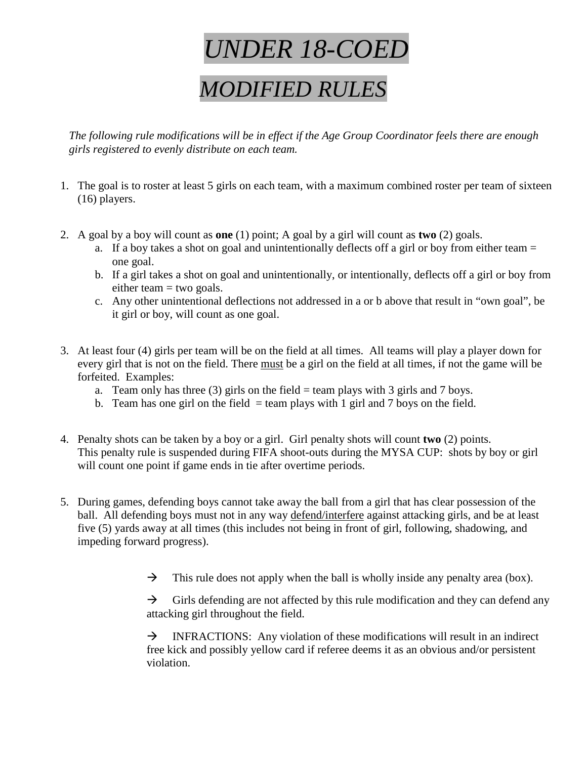# *UNDER 18-COED*

# *MODIFIED RULES*

*The following rule modifications will be in effect if the Age Group Coordinator feels there are enough girls registered to evenly distribute on each team.*

1. The goal is to roster at least 5 girls on each team, with a maximum combined roster per team of sixteen (16) players.

2. A goal by a boy will count as **one** (1) point; A goal by a girl will count as **two** (2) goals.
   a. If a boy takes a shot on goal and unintentionally deflects off a girl or boy from either team = one goal.
   b. If a girl takes a shot on goal and unintentionally, or intentionally, deflects off a girl or boy from either team = two goals.
   c. Any other unintentional deflections not addressed in a or b above that result in "own goal", be it girl or boy, will count as one goal.

3. At least four (4) girls per team will be on the field at all times. All teams will play a player down for every girl that is not on the field. There <u>must</u> be a girl on the field at all times, if not the game will be forfeited. Examples:
   a. Team only has three (3) girls on the field = team plays with 3 girls and 7 boys.
   b. Team has one girl on the field = team plays with 1 girl and 7 boys on the field.

4. Penalty shots can be taken by a boy or a girl. Girl penalty shots will count **two** (2) points.
   This penalty rule is suspended during FIFA shoot-outs during the MYSA CUP: shots by boy or girl will count one point if game ends in tie after overtime periods.

5. During games, defending boys cannot take away the ball from a girl that has clear possession of the ball. All defending boys must not in any way <u>defend/interfere</u> against attacking girls, and be at least five (5) yards away at all times (this includes not being in front of girl, following, shadowing, and impeding forward progress).

   → This rule does not apply when the ball is wholly inside any penalty area (box).

   → Girls defending are not affected by this rule modification and they can defend any attacking girl throughout the field.

   → INFRACTIONS: Any violation of these modifications will result in an indirect free kick and possibly yellow card if referee deems it as an obvious and/or persistent violation.